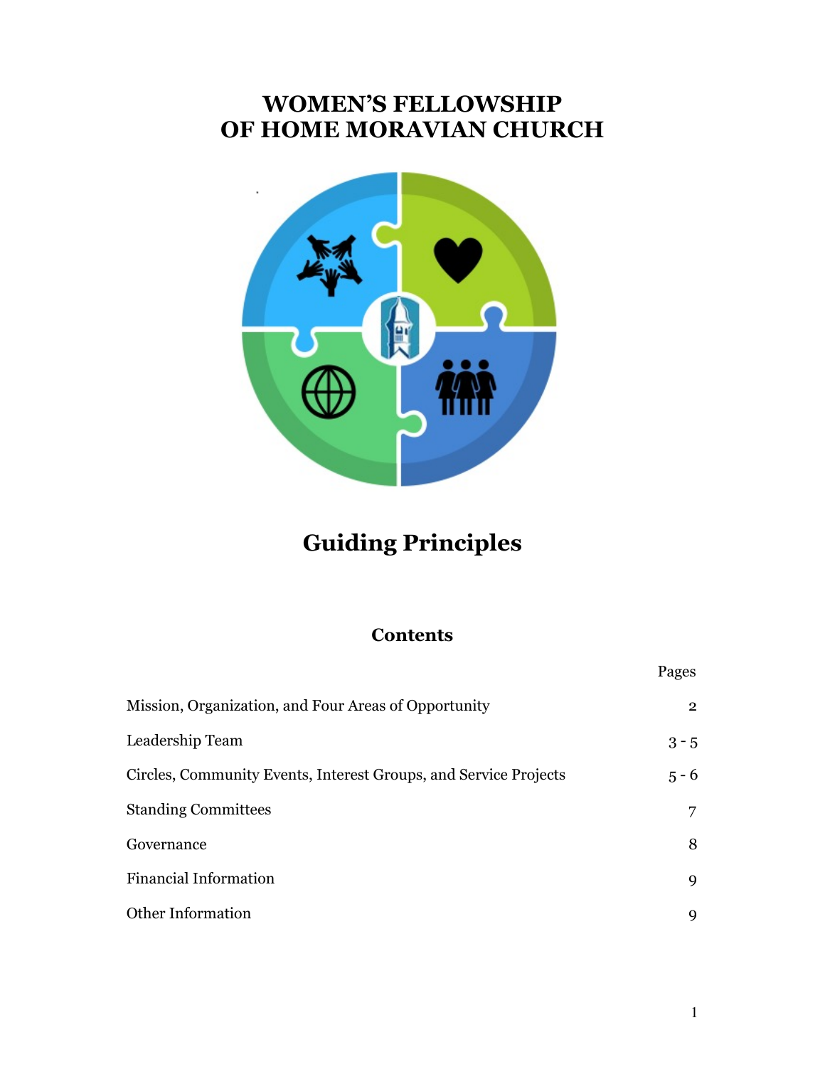# WOMEN'S FELLOWSHIP
# OF HOME MORAVIAN CHURCH

# Guiding Principles

## Contents

| | Pages |
|---|---|
| Mission, Organization, and Four Areas of Opportunity | 2 |
| Leadership Team | 3 - 5 |
| Circles, Community Events, Interest Groups, and Service Projects | 5 - 6 |
| Standing Committees | 7 |
| Governance | 8 |
| Financial Information | 9 |
| Other Information | 9 |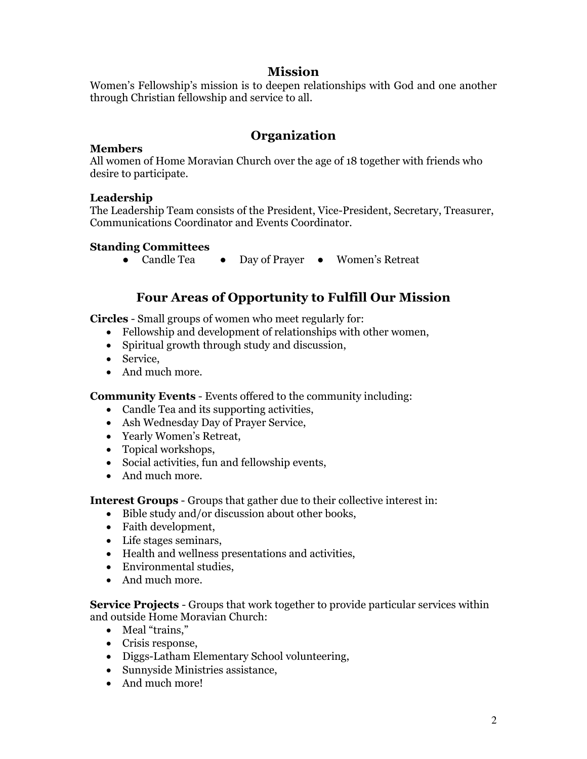## Mission

Women's Fellowship's mission is to deepen relationships with God and one another through Christian fellowship and service to all.

## Organization

**Members**
All women of Home Moravian Church over the age of 18 together with friends who desire to participate.

**Leadership**
The Leadership Team consists of the President, Vice-President, Secretary, Treasurer, Communications Coordinator and Events Coordinator.

**Standing Committees**

- Candle Tea
- Day of Prayer
- Women's Retreat

## Four Areas of Opportunity to Fulfill Our Mission

**Circles** - Small groups of women who meet regularly for:

- Fellowship and development of relationships with other women,
- Spiritual growth through study and discussion,
- Service,
- And much more.

**Community Events** - Events offered to the community including:

- Candle Tea and its supporting activities,
- Ash Wednesday Day of Prayer Service,
- Yearly Women's Retreat,
- Topical workshops,
- Social activities, fun and fellowship events,
- And much more.

**Interest Groups** - Groups that gather due to their collective interest in:

- Bible study and/or discussion about other books,
- Faith development,
- Life stages seminars,
- Health and wellness presentations and activities,
- Environmental studies,
- And much more.

**Service Projects** - Groups that work together to provide particular services within and outside Home Moravian Church:

- Meal "trains,"
- Crisis response,
- Diggs-Latham Elementary School volunteering,
- Sunnyside Ministries assistance,
- And much more!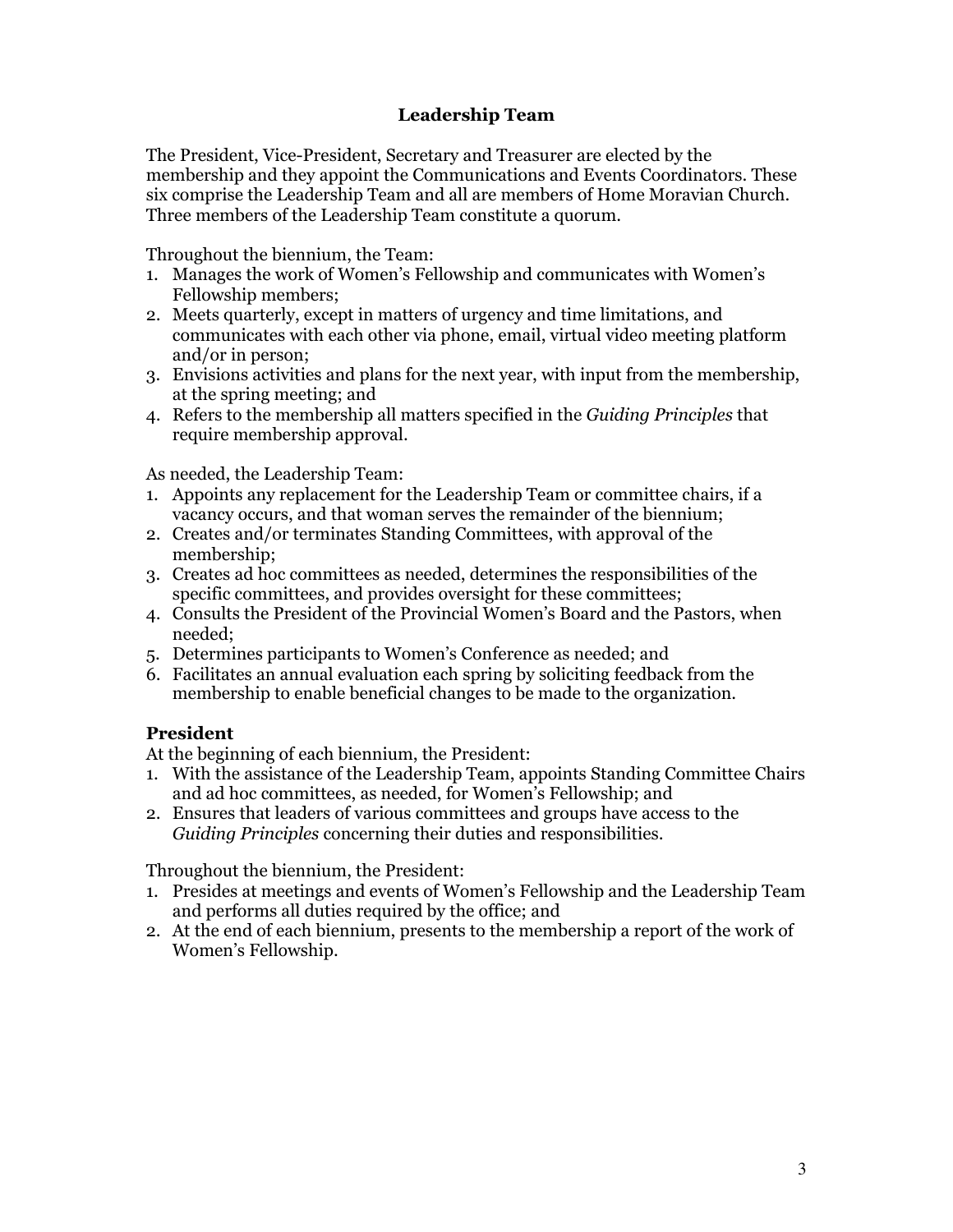## Leadership Team

The President, Vice-President, Secretary and Treasurer are elected by the membership and they appoint the Communications and Events Coordinators. These six comprise the Leadership Team and all are members of Home Moravian Church. Three members of the Leadership Team constitute a quorum.

Throughout the biennium, the Team:

1. Manages the work of Women's Fellowship and communicates with Women's Fellowship members;
2. Meets quarterly, except in matters of urgency and time limitations, and communicates with each other via phone, email, virtual video meeting platform and/or in person;
3. Envisions activities and plans for the next year, with input from the membership, at the spring meeting; and
4. Refers to the membership all matters specified in the *Guiding Principles* that require membership approval.

As needed, the Leadership Team:

1. Appoints any replacement for the Leadership Team or committee chairs, if a vacancy occurs, and that woman serves the remainder of the biennium;
2. Creates and/or terminates Standing Committees, with approval of the membership;
3. Creates ad hoc committees as needed, determines the responsibilities of the specific committees, and provides oversight for these committees;
4. Consults the President of the Provincial Women's Board and the Pastors, when needed;
5. Determines participants to Women's Conference as needed; and
6. Facilitates an annual evaluation each spring by soliciting feedback from the membership to enable beneficial changes to be made to the organization.

### President

At the beginning of each biennium, the President:

1. With the assistance of the Leadership Team, appoints Standing Committee Chairs and ad hoc committees, as needed, for Women's Fellowship; and
2. Ensures that leaders of various committees and groups have access to the *Guiding Principles* concerning their duties and responsibilities.

Throughout the biennium, the President:

1. Presides at meetings and events of Women's Fellowship and the Leadership Team and performs all duties required by the office; and
2. At the end of each biennium, presents to the membership a report of the work of Women's Fellowship.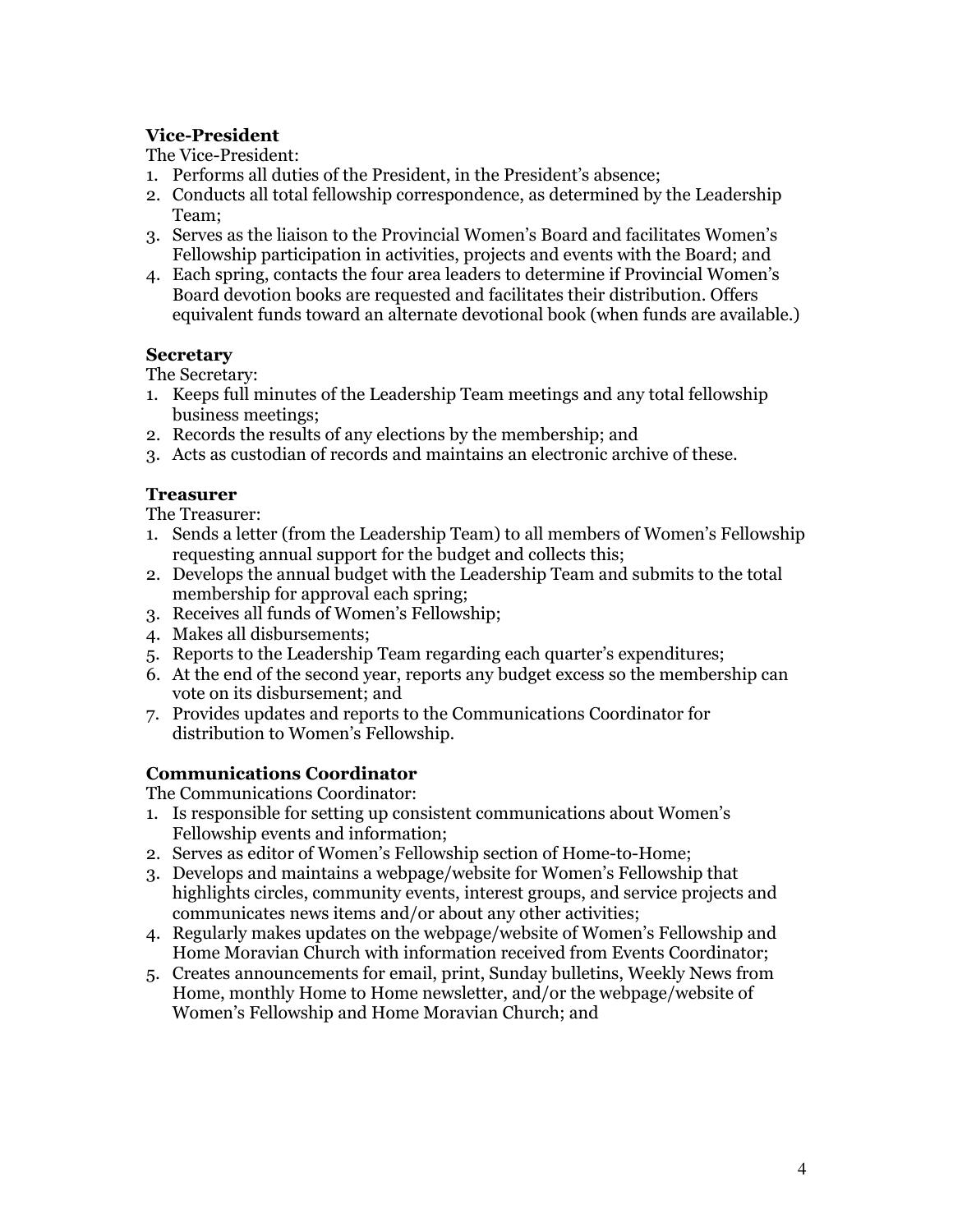### Vice-President

The Vice-President:

1. Performs all duties of the President, in the President's absence;
2. Conducts all total fellowship correspondence, as determined by the Leadership Team;
3. Serves as the liaison to the Provincial Women's Board and facilitates Women's Fellowship participation in activities, projects and events with the Board; and
4. Each spring, contacts the four area leaders to determine if Provincial Women's Board devotion books are requested and facilitates their distribution. Offers equivalent funds toward an alternate devotional book (when funds are available.)

### Secretary

The Secretary:

1. Keeps full minutes of the Leadership Team meetings and any total fellowship business meetings;
2. Records the results of any elections by the membership; and
3. Acts as custodian of records and maintains an electronic archive of these.

### Treasurer

The Treasurer:

1. Sends a letter (from the Leadership Team) to all members of Women's Fellowship requesting annual support for the budget and collects this;
2. Develops the annual budget with the Leadership Team and submits to the total membership for approval each spring;
3. Receives all funds of Women's Fellowship;
4. Makes all disbursements;
5. Reports to the Leadership Team regarding each quarter's expenditures;
6. At the end of the second year, reports any budget excess so the membership can vote on its disbursement; and
7. Provides updates and reports to the Communications Coordinator for distribution to Women's Fellowship.

### Communications Coordinator

The Communications Coordinator:

1. Is responsible for setting up consistent communications about Women's Fellowship events and information;
2. Serves as editor of Women's Fellowship section of Home-to-Home;
3. Develops and maintains a webpage/website for Women's Fellowship that highlights circles, community events, interest groups, and service projects and communicates news items and/or about any other activities;
4. Regularly makes updates on the webpage/website of Women's Fellowship and Home Moravian Church with information received from Events Coordinator;
5. Creates announcements for email, print, Sunday bulletins, Weekly News from Home, monthly Home to Home newsletter, and/or the webpage/website of Women's Fellowship and Home Moravian Church; and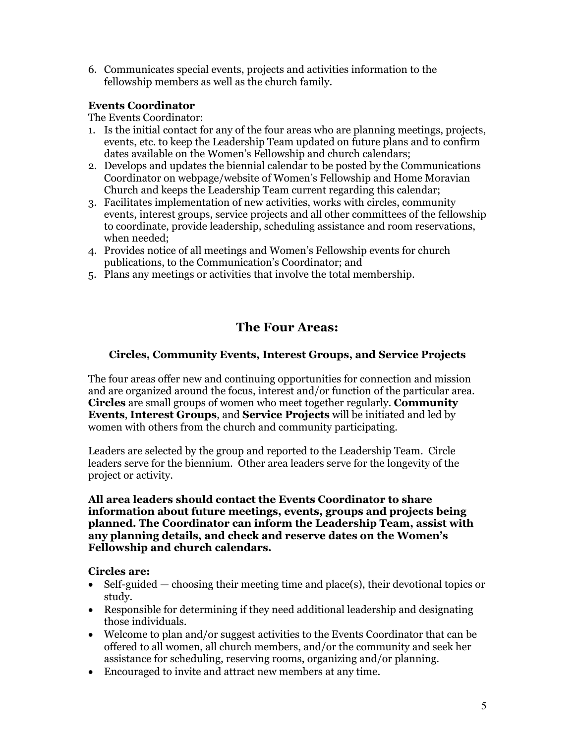6. Communicates special events, projects and activities information to the fellowship members as well as the church family.

**Events Coordinator**

The Events Coordinator:

1. Is the initial contact for any of the four areas who are planning meetings, projects, events, etc. to keep the Leadership Team updated on future plans and to confirm dates available on the Women's Fellowship and church calendars;
2. Develops and updates the biennial calendar to be posted by the Communications Coordinator on webpage/website of Women's Fellowship and Home Moravian Church and keeps the Leadership Team current regarding this calendar;
3. Facilitates implementation of new activities, works with circles, community events, interest groups, service projects and all other committees of the fellowship to coordinate, provide leadership, scheduling assistance and room reservations, when needed;
4. Provides notice of all meetings and Women's Fellowship events for church publications, to the Communication's Coordinator; and
5. Plans any meetings or activities that involve the total membership.

## The Four Areas:

### Circles, Community Events, Interest Groups, and Service Projects

The four areas offer new and continuing opportunities for connection and mission and are organized around the focus, interest and/or function of the particular area. **Circles** are small groups of women who meet together regularly. **Community Events**, **Interest Groups**, and **Service Projects** will be initiated and led by women with others from the church and community participating.

Leaders are selected by the group and reported to the Leadership Team. Circle leaders serve for the biennium. Other area leaders serve for the longevity of the project or activity.

**All area leaders should contact the Events Coordinator to share information about future meetings, events, groups and projects being planned. The Coordinator can inform the Leadership Team, assist with any planning details, and check and reserve dates on the Women's Fellowship and church calendars.**

**Circles are:**

- Self-guided — choosing their meeting time and place(s), their devotional topics or study.
- Responsible for determining if they need additional leadership and designating those individuals.
- Welcome to plan and/or suggest activities to the Events Coordinator that can be offered to all women, all church members, and/or the community and seek her assistance for scheduling, reserving rooms, organizing and/or planning.
- Encouraged to invite and attract new members at any time.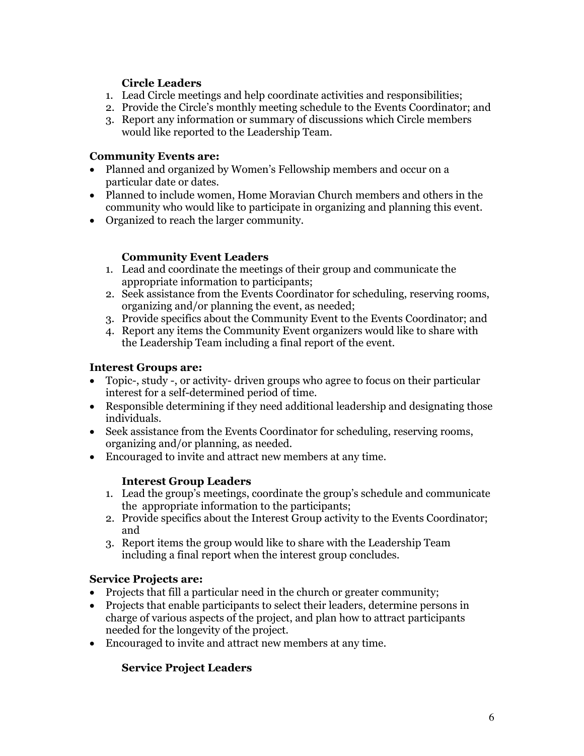#### Circle Leaders

1. Lead Circle meetings and help coordinate activities and responsibilities;
2. Provide the Circle's monthly meeting schedule to the Events Coordinator; and
3. Report any information or summary of discussions which Circle members would like reported to the Leadership Team.

### Community Events are:

- Planned and organized by Women's Fellowship members and occur on a particular date or dates.
- Planned to include women, Home Moravian Church members and others in the community who would like to participate in organizing and planning this event.
- Organized to reach the larger community.

#### Community Event Leaders

1. Lead and coordinate the meetings of their group and communicate the appropriate information to participants;
2. Seek assistance from the Events Coordinator for scheduling, reserving rooms, organizing and/or planning the event, as needed;
3. Provide specifics about the Community Event to the Events Coordinator; and
4. Report any items the Community Event organizers would like to share with the Leadership Team including a final report of the event.

### Interest Groups are:

- Topic-, study -, or activity- driven groups who agree to focus on their particular interest for a self-determined period of time.
- Responsible determining if they need additional leadership and designating those individuals.
- Seek assistance from the Events Coordinator for scheduling, reserving rooms, organizing and/or planning, as needed.
- Encouraged to invite and attract new members at any time.

#### Interest Group Leaders

1. Lead the group's meetings, coordinate the group's schedule and communicate the appropriate information to the participants;
2. Provide specifics about the Interest Group activity to the Events Coordinator; and
3. Report items the group would like to share with the Leadership Team including a final report when the interest group concludes.

### Service Projects are:

- Projects that fill a particular need in the church or greater community;
- Projects that enable participants to select their leaders, determine persons in charge of various aspects of the project, and plan how to attract participants needed for the longevity of the project.
- Encouraged to invite and attract new members at any time.

#### Service Project Leaders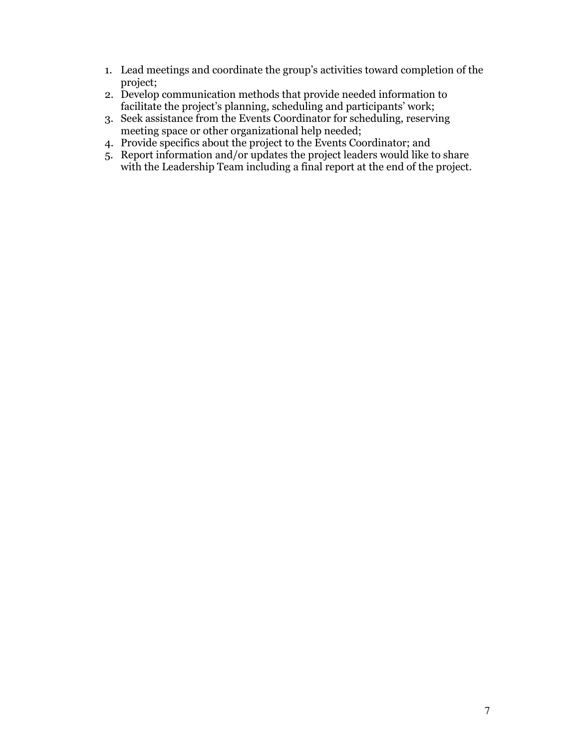1. Lead meetings and coordinate the group's activities toward completion of the project;
2. Develop communication methods that provide needed information to facilitate the project's planning, scheduling and participants' work;
3. Seek assistance from the Events Coordinator for scheduling, reserving meeting space or other organizational help needed;
4. Provide specifics about the project to the Events Coordinator; and
5. Report information and/or updates the project leaders would like to share with the Leadership Team including a final report at the end of the project.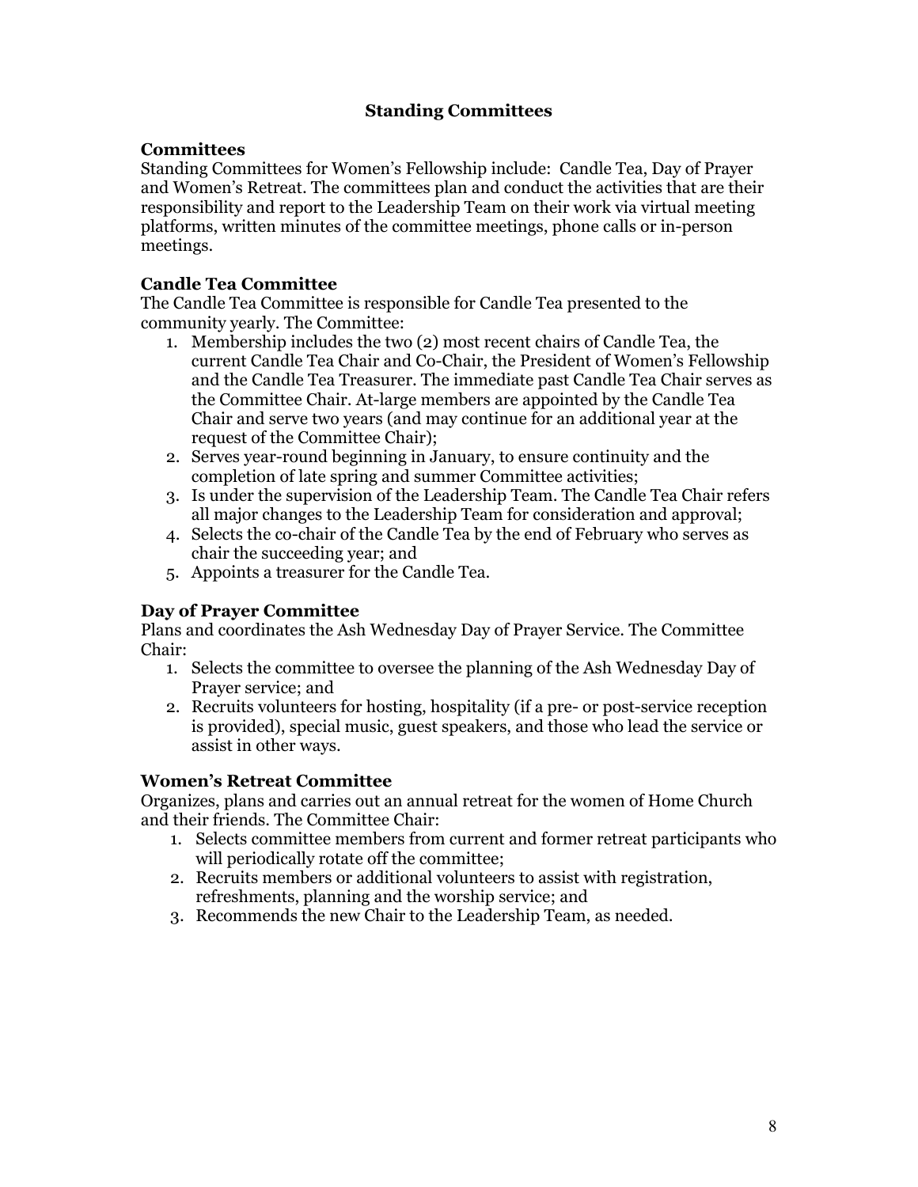## Standing Committees

### Committees

Standing Committees for Women's Fellowship include: Candle Tea, Day of Prayer and Women's Retreat. The committees plan and conduct the activities that are their responsibility and report to the Leadership Team on their work via virtual meeting platforms, written minutes of the committee meetings, phone calls or in-person meetings.

### Candle Tea Committee

The Candle Tea Committee is responsible for Candle Tea presented to the community yearly. The Committee:

1. Membership includes the two (2) most recent chairs of Candle Tea, the current Candle Tea Chair and Co-Chair, the President of Women's Fellowship and the Candle Tea Treasurer. The immediate past Candle Tea Chair serves as the Committee Chair. At-large members are appointed by the Candle Tea Chair and serve two years (and may continue for an additional year at the request of the Committee Chair);
2. Serves year-round beginning in January, to ensure continuity and the completion of late spring and summer Committee activities;
3. Is under the supervision of the Leadership Team. The Candle Tea Chair refers all major changes to the Leadership Team for consideration and approval;
4. Selects the co-chair of the Candle Tea by the end of February who serves as chair the succeeding year; and
5. Appoints a treasurer for the Candle Tea.

### Day of Prayer Committee

Plans and coordinates the Ash Wednesday Day of Prayer Service. The Committee Chair:

1. Selects the committee to oversee the planning of the Ash Wednesday Day of Prayer service; and
2. Recruits volunteers for hosting, hospitality (if a pre- or post-service reception is provided), special music, guest speakers, and those who lead the service or assist in other ways.

### Women's Retreat Committee

Organizes, plans and carries out an annual retreat for the women of Home Church and their friends. The Committee Chair:

1. Selects committee members from current and former retreat participants who will periodically rotate off the committee;
2. Recruits members or additional volunteers to assist with registration, refreshments, planning and the worship service; and
3. Recommends the new Chair to the Leadership Team, as needed.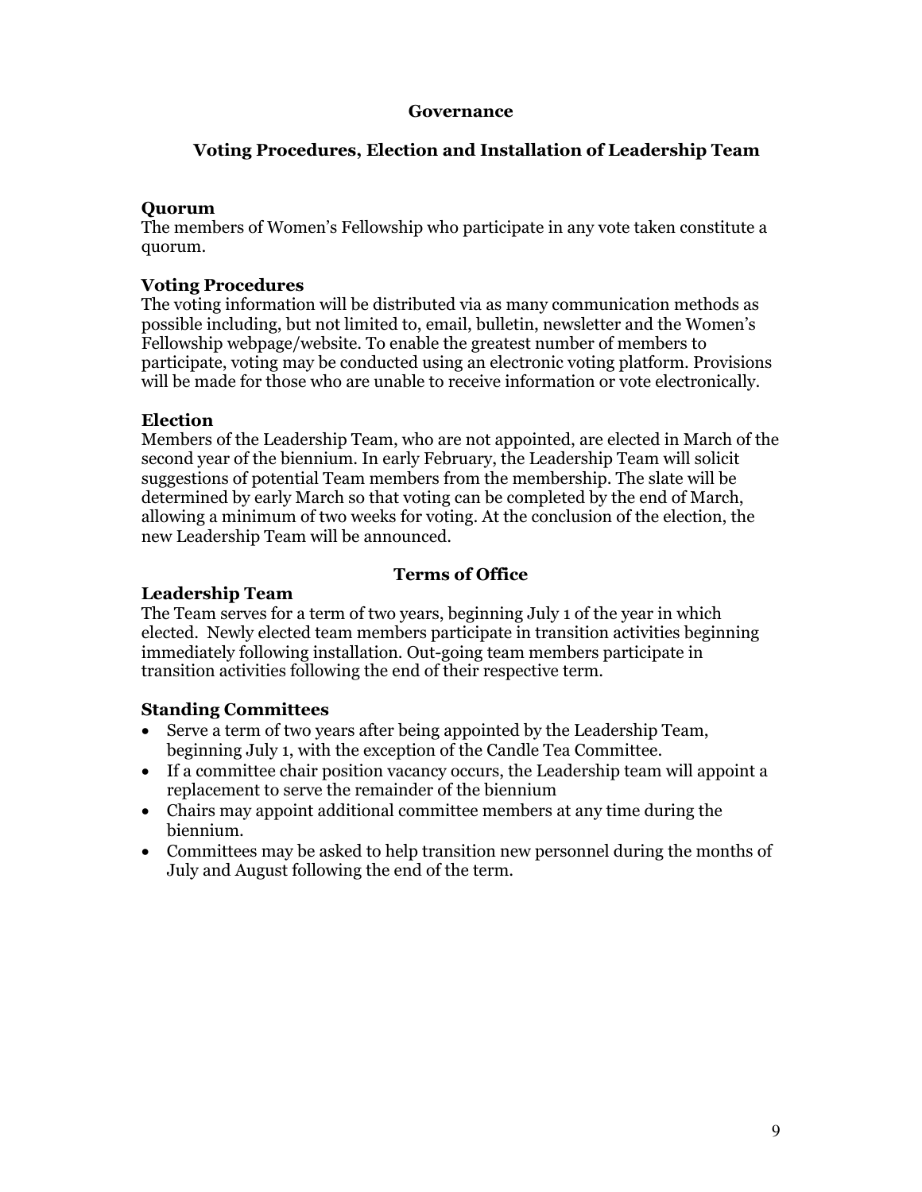# Governance

## Voting Procedures, Election and Installation of Leadership Team

### Quorum

The members of Women's Fellowship who participate in any vote taken constitute a quorum.

### Voting Procedures

The voting information will be distributed via as many communication methods as possible including, but not limited to, email, bulletin, newsletter and the Women's Fellowship webpage/website. To enable the greatest number of members to participate, voting may be conducted using an electronic voting platform. Provisions will be made for those who are unable to receive information or vote electronically.

### Election

Members of the Leadership Team, who are not appointed, are elected in March of the second year of the biennium. In early February, the Leadership Team will solicit suggestions of potential Team members from the membership. The slate will be determined by early March so that voting can be completed by the end of March, allowing a minimum of two weeks for voting. At the conclusion of the election, the new Leadership Team will be announced.

## Terms of Office

### Leadership Team

The Team serves for a term of two years, beginning July 1 of the year in which elected. Newly elected team members participate in transition activities beginning immediately following installation. Out-going team members participate in transition activities following the end of their respective term.

### Standing Committees

- Serve a term of two years after being appointed by the Leadership Team, beginning July 1, with the exception of the Candle Tea Committee.
- If a committee chair position vacancy occurs, the Leadership team will appoint a replacement to serve the remainder of the biennium
- Chairs may appoint additional committee members at any time during the biennium.
- Committees may be asked to help transition new personnel during the months of July and August following the end of the term.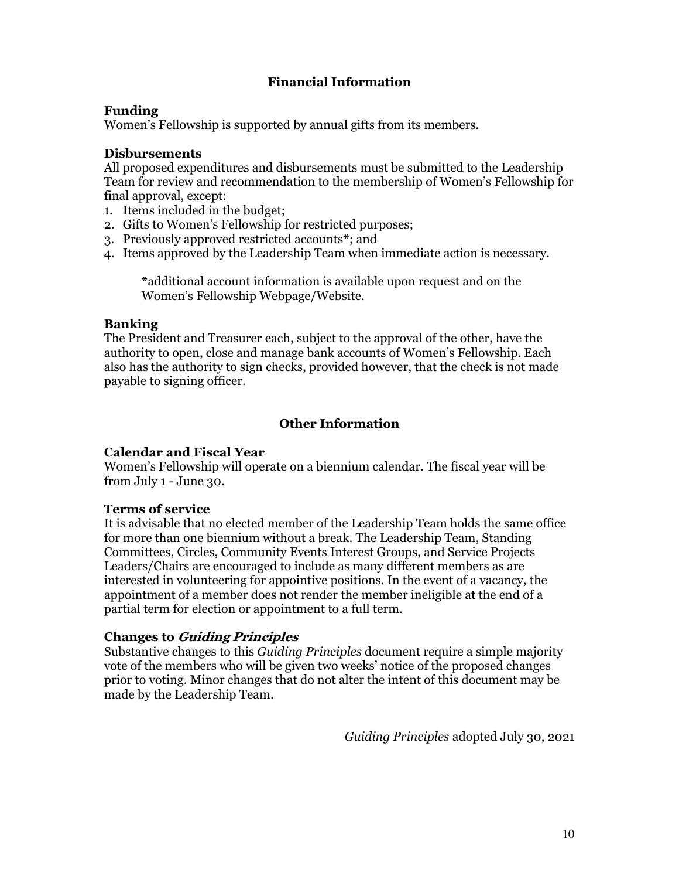## Financial Information

### Funding

Women's Fellowship is supported by annual gifts from its members.

### Disbursements

All proposed expenditures and disbursements must be submitted to the Leadership Team for review and recommendation to the membership of Women's Fellowship for final approval, except:

1. Items included in the budget;
2. Gifts to Women's Fellowship for restricted purposes;
3. Previously approved restricted accounts*; and
4. Items approved by the Leadership Team when immediate action is necessary.

> *additional account information is available upon request and on the Women's Fellowship Webpage/Website.

### Banking

The President and Treasurer each, subject to the approval of the other, have the authority to open, close and manage bank accounts of Women's Fellowship. Each also has the authority to sign checks, provided however, that the check is not made payable to signing officer.

## Other Information

### Calendar and Fiscal Year

Women's Fellowship will operate on a biennium calendar. The fiscal year will be from July 1 - June 30.

### Terms of service

It is advisable that no elected member of the Leadership Team holds the same office for more than one biennium without a break. The Leadership Team, Standing Committees, Circles, Community Events Interest Groups, and Service Projects Leaders/Chairs are encouraged to include as many different members as are interested in volunteering for appointive positions. In the event of a vacancy, the appointment of a member does not render the member ineligible at the end of a partial term for election or appointment to a full term.

### Changes to *Guiding Principles*

Substantive changes to this *Guiding Principles* document require a simple majority vote of the members who will be given two weeks' notice of the proposed changes prior to voting. Minor changes that do not alter the intent of this document may be made by the Leadership Team.

*Guiding Principles* adopted July 30, 2021